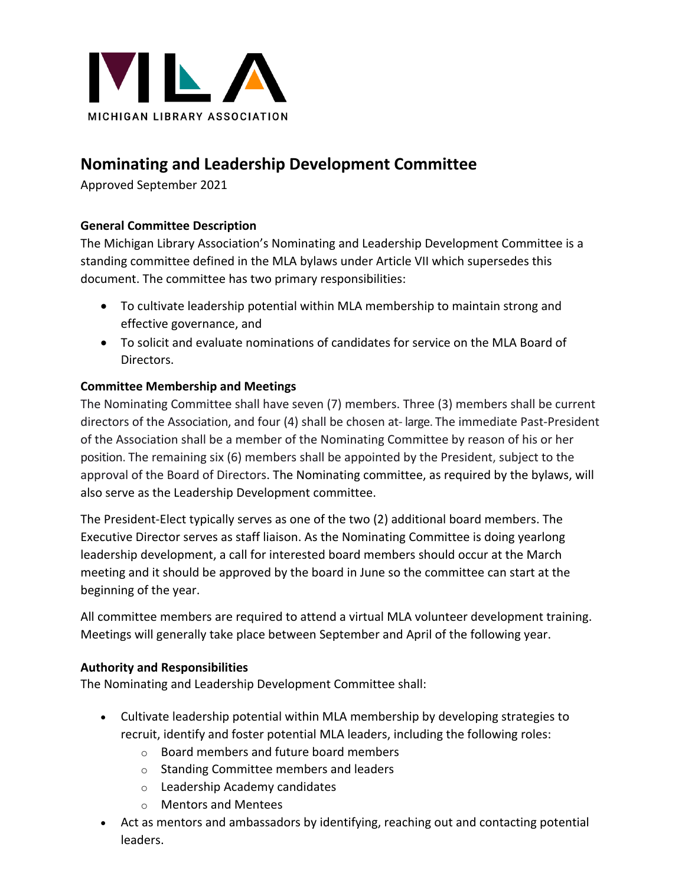MICHIGAN LIBRARY ASSOCIATION

# Nominating and Leadership Development Committee

Approved September 2021

**General Committee Description**

The Michigan Library Association's Nominating and Leadership Development Committee is a standing committee defined in the MLA bylaws under Article VII which supersedes this document. The committee has two primary responsibilities:

- To cultivate leadership potential within MLA membership to maintain strong and effective governance, and
- To solicit and evaluate nominations of candidates for service on the MLA Board of Directors.

**Committee Membership and Meetings**

The Nominating Committee shall have seven (7) members. Three (3) members shall be current directors of the Association, and four (4) shall be chosen at- large. The immediate Past-President of the Association shall be a member of the Nominating Committee by reason of his or her position. The remaining six (6) members shall be appointed by the President, subject to the approval of the Board of Directors. The Nominating committee, as required by the bylaws, will also serve as the Leadership Development committee.

The President-Elect typically serves as one of the two (2) additional board members. The Executive Director serves as staff liaison. As the Nominating Committee is doing yearlong leadership development, a call for interested board members should occur at the March meeting and it should be approved by the board in June so the committee can start at the beginning of the year.

All committee members are required to attend a virtual MLA volunteer development training. Meetings will generally take place between September and April of the following year.

**Authority and Responsibilities**

The Nominating and Leadership Development Committee shall:

- Cultivate leadership potential within MLA membership by developing strategies to recruit, identify and foster potential MLA leaders, including the following roles:
  - Board members and future board members
  - Standing Committee members and leaders
  - Leadership Academy candidates
  - Mentors and Mentees
- Act as mentors and ambassadors by identifying, reaching out and contacting potential leaders.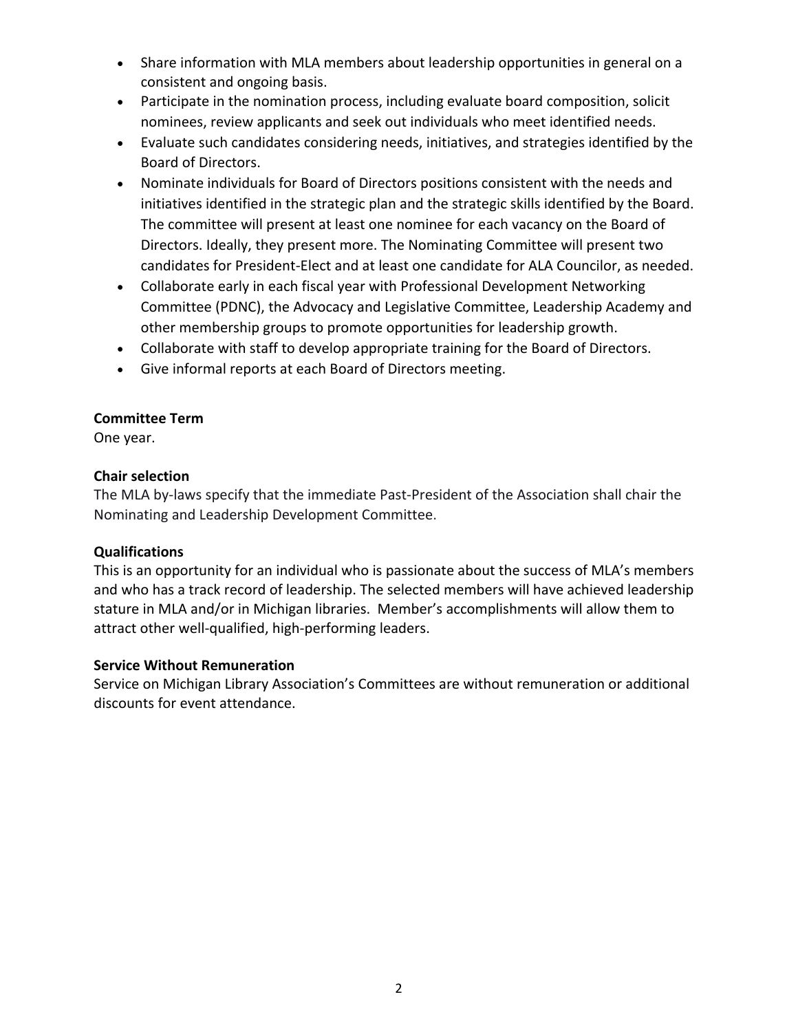- Share information with MLA members about leadership opportunities in general on a consistent and ongoing basis.
- Participate in the nomination process, including evaluate board composition, solicit nominees, review applicants and seek out individuals who meet identified needs.
- Evaluate such candidates considering needs, initiatives, and strategies identified by the Board of Directors.
- Nominate individuals for Board of Directors positions consistent with the needs and initiatives identified in the strategic plan and the strategic skills identified by the Board. The committee will present at least one nominee for each vacancy on the Board of Directors. Ideally, they present more. The Nominating Committee will present two candidates for President-Elect and at least one candidate for ALA Councilor, as needed.
- Collaborate early in each fiscal year with Professional Development Networking Committee (PDNC), the Advocacy and Legislative Committee, Leadership Academy and other membership groups to promote opportunities for leadership growth.
- Collaborate with staff to develop appropriate training for the Board of Directors.
- Give informal reports at each Board of Directors meeting.

**Committee Term**

One year.

**Chair selection**

The MLA by-laws specify that the immediate Past-President of the Association shall chair the Nominating and Leadership Development Committee.

**Qualifications**

This is an opportunity for an individual who is passionate about the success of MLA's members and who has a track record of leadership. The selected members will have achieved leadership stature in MLA and/or in Michigan libraries. Member's accomplishments will allow them to attract other well-qualified, high-performing leaders.

**Service Without Remuneration**

Service on Michigan Library Association's Committees are without remuneration or additional discounts for event attendance.